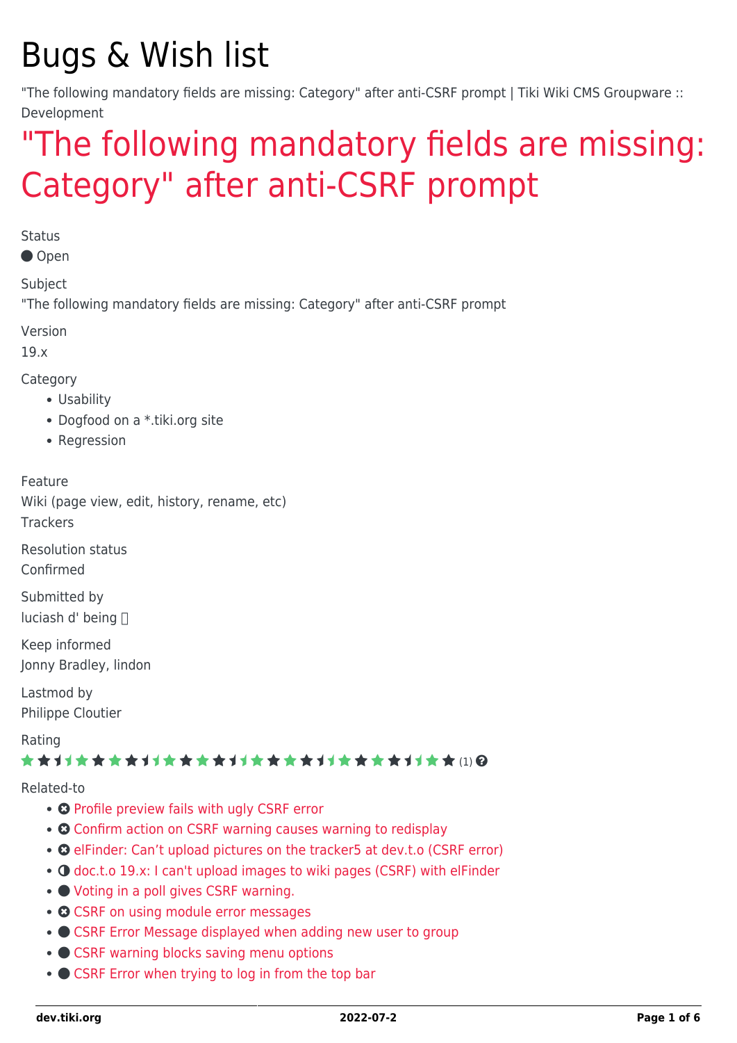# Bugs & Wish list

"The following mandatory fields are missing: Category" after anti-CSRF prompt | Tiki Wiki CMS Groupware :: Development

## "The following mandatory fields are missing: Category" after anti-CSRF prompt

Status

● Open

Subject

"The following mandatory fields are missing: Category" after anti-CSRF prompt

Version

19.x

Category

- Usability
- Dogfood on a *.tiki.org site
- Regression

Feature

Wiki (page view, edit, history, rename, etc)
Trackers

Resolution status

Confirmed

Submitted by

luciash d' being

Keep informed

Jonny Bradley, lindon

Lastmod by

Philippe Cloutier

Rating

(1)

Related-to

- Profile preview fails with ugly CSRF error
- Confirm action on CSRF warning causes warning to redisplay
- elFinder: Can't upload pictures on the tracker5 at dev.t.o (CSRF error)
- doc.t.o 19.x: I can't upload images to wiki pages (CSRF) with elFinder
- Voting in a poll gives CSRF warning.
- CSRF on using module error messages
- CSRF Error Message displayed when adding new user to group
- CSRF warning blocks saving menu options
- CSRF Error when trying to log in from the top bar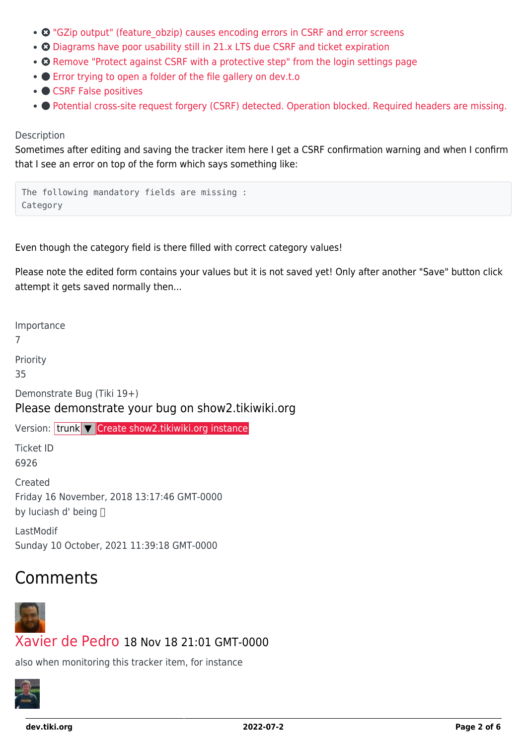- "GZip output" (feature_obzip) causes encoding errors in CSRF and error screens
- Diagrams have poor usability still in 21.x LTS due CSRF and ticket expiration
- Remove "Protect against CSRF with a protective step" from the login settings page
- Error trying to open a folder of the file gallery on dev.t.o
- CSRF False positives
- Potential cross-site request forgery (CSRF) detected. Operation blocked. Required headers are missing.

Description

Sometimes after editing and saving the tracker item here I get a CSRF confirmation warning and when I confirm that I see an error on top of the form which says something like:

```
The following mandatory fields are missing :
Category
```

Even though the category field is there filled with correct category values!

Please note the edited form contains your values but it is not saved yet! Only after another "Save" button click attempt it gets saved normally then...

Importance

7

Priority

35

Demonstrate Bug (Tiki 19+)

Please demonstrate your bug on show2.tikiwiki.org

Version: trunk ▼ Create show2.tikiwiki.org instance

Ticket ID

6926

Created

Friday 16 November, 2018 13:17:46 GMT-0000

by luciash d' being

LastModif

Sunday 10 October, 2021 11:39:18 GMT-0000

## Comments

Xavier de Pedro 18 Nov 18 21:01 GMT-0000

also when monitoring this tracker item, for instance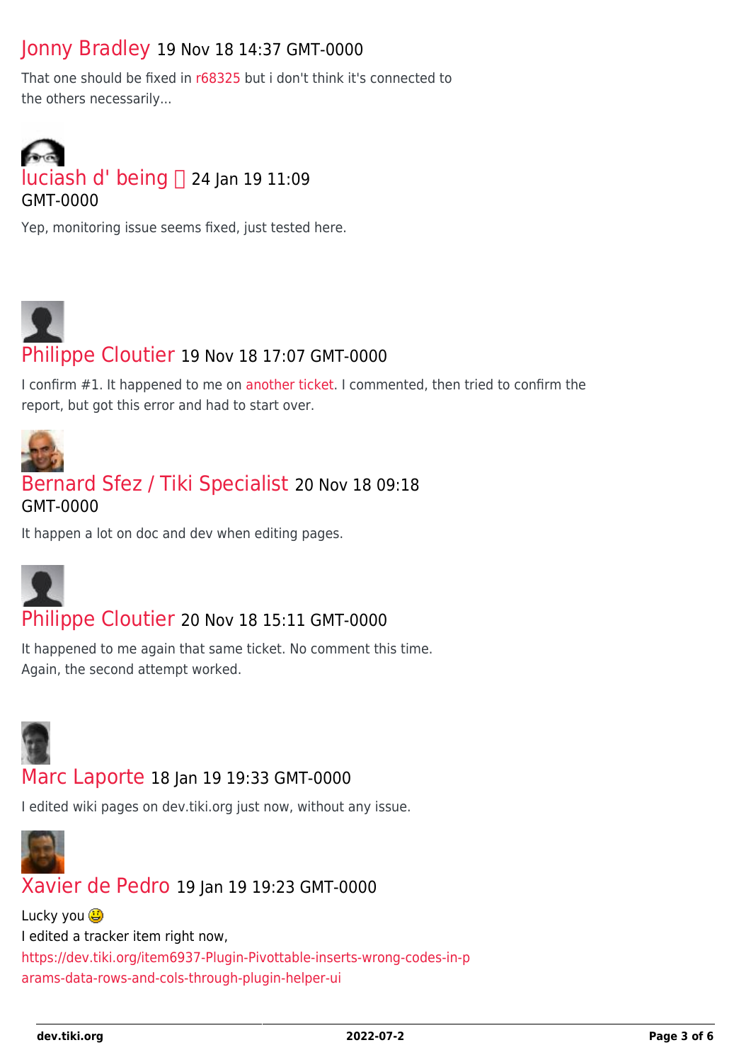**Jonny Bradley** 19 Nov 18 14:37 GMT-0000

That one should be fixed in r68325 but i don't think it's connected to the others necessarily...

**luciash d' being** 24 Jan 19 11:09 GMT-0000

Yep, monitoring issue seems fixed, just tested here.

**Philippe Cloutier** 19 Nov 18 17:07 GMT-0000

I confirm #1. It happened to me on another ticket. I commented, then tried to confirm the report, but got this error and had to start over.

**Bernard Sfez / Tiki Specialist** 20 Nov 18 09:18 GMT-0000

It happen a lot on doc and dev when editing pages.

**Philippe Cloutier** 20 Nov 18 15:11 GMT-0000

It happened to me again that same ticket. No comment this time.
Again, the second attempt worked.

**Marc Laporte** 18 Jan 19 19:33 GMT-0000

I edited wiki pages on dev.tiki.org just now, without any issue.

**Xavier de Pedro** 19 Jan 19 19:23 GMT-0000

Lucky you 😃
I edited a tracker item right now,
https://dev.tiki.org/item6937-Plugin-Pivottable-inserts-wrong-codes-in-params-data-rows-and-cols-through-plugin-helper-ui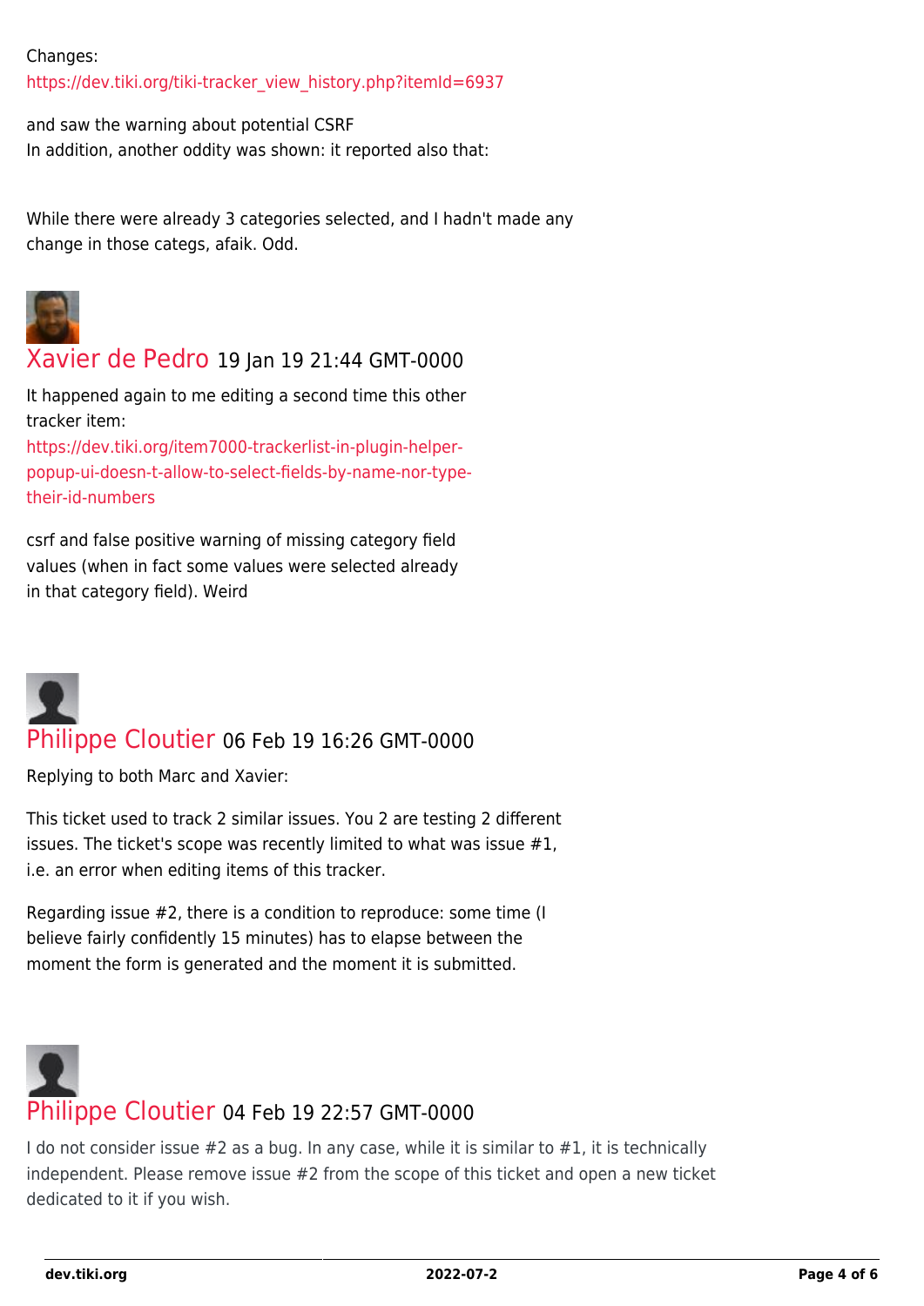Changes:
https://dev.tiki.org/tiki-tracker_view_history.php?itemId=6937

and saw the warning about potential CSRF
In addition, another oddity was shown: it reported also that:

While there were already 3 categories selected, and I hadn't made any change in those categs, afaik. Odd.

## Xavier de Pedro 19 Jan 19 21:44 GMT-0000

It happened again to me editing a second time this other tracker item:
https://dev.tiki.org/item7000-trackerlist-in-plugin-helper-popup-ui-doesn-t-allow-to-select-fields-by-name-nor-type-their-id-numbers

csrf and false positive warning of missing category field values (when in fact some values were selected already in that category field). Weird

## Philippe Cloutier 06 Feb 19 16:26 GMT-0000

Replying to both Marc and Xavier:

This ticket used to track 2 similar issues. You 2 are testing 2 different issues. The ticket's scope was recently limited to what was issue #1, i.e. an error when editing items of this tracker.

Regarding issue #2, there is a condition to reproduce: some time (I believe fairly confidently 15 minutes) has to elapse between the moment the form is generated and the moment it is submitted.

## Philippe Cloutier 04 Feb 19 22:57 GMT-0000

I do not consider issue #2 as a bug. In any case, while it is similar to #1, it is technically independent. Please remove issue #2 from the scope of this ticket and open a new ticket dedicated to it if you wish.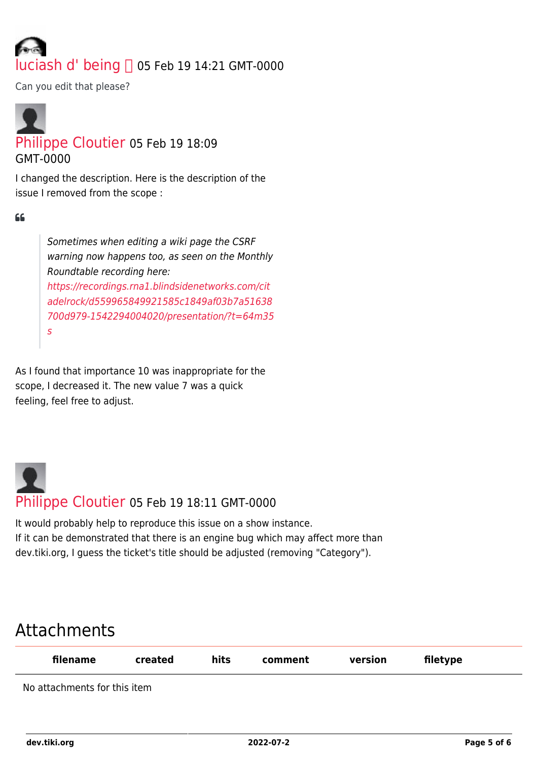luciash d' being 05 Feb 19 14:21 GMT-0000

Can you edit that please?

Philippe Cloutier 05 Feb 19 18:09 GMT-0000

I changed the description. Here is the description of the issue I removed from the scope :

> *Sometimes when editing a wiki page the CSRF warning now happens too, as seen on the Monthly Roundtable recording here: https://recordings.rna1.blindsidenetworks.com/citadelrock/d559965849921585c1849af03b7a51638700d979-1542294004020/presentation/?t=64m35s*

As I found that importance 10 was inappropriate for the scope, I decreased it. The new value 7 was a quick feeling, feel free to adjust.

Philippe Cloutier 05 Feb 19 18:11 GMT-0000

It would probably help to reproduce this issue on a show instance.
If it can be demonstrated that there is an engine bug which may affect more than dev.tiki.org, I guess the ticket's title should be adjusted (removing "Category").

## Attachments

| filename | created | hits | comment | version | filetype |
|---|---|---|---|---|---|

No attachments for this item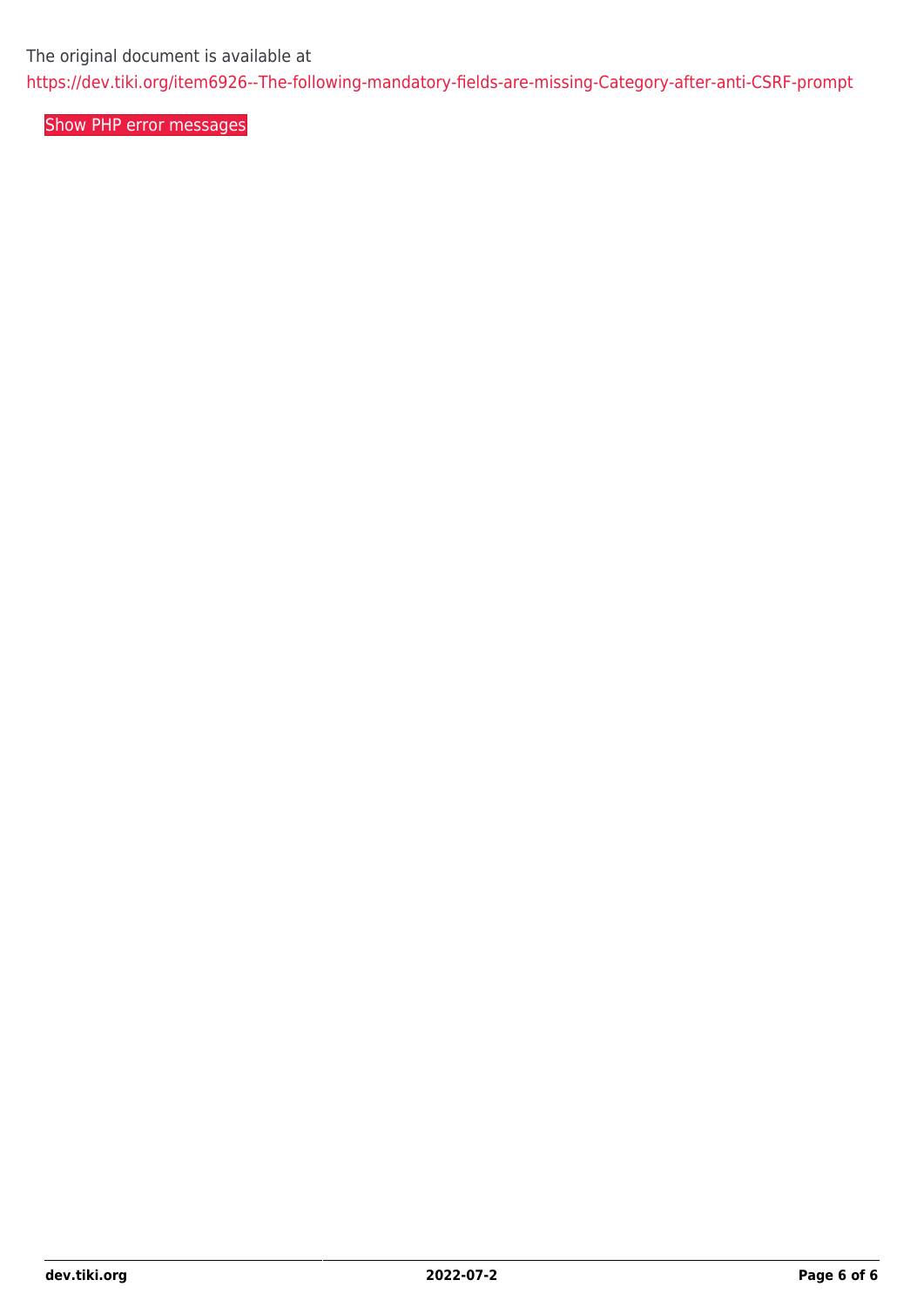The original document is available at

https://dev.tiki.org/item6926--The-following-mandatory-fields-are-missing-Category-after-anti-CSRF-prompt

Show PHP error messages